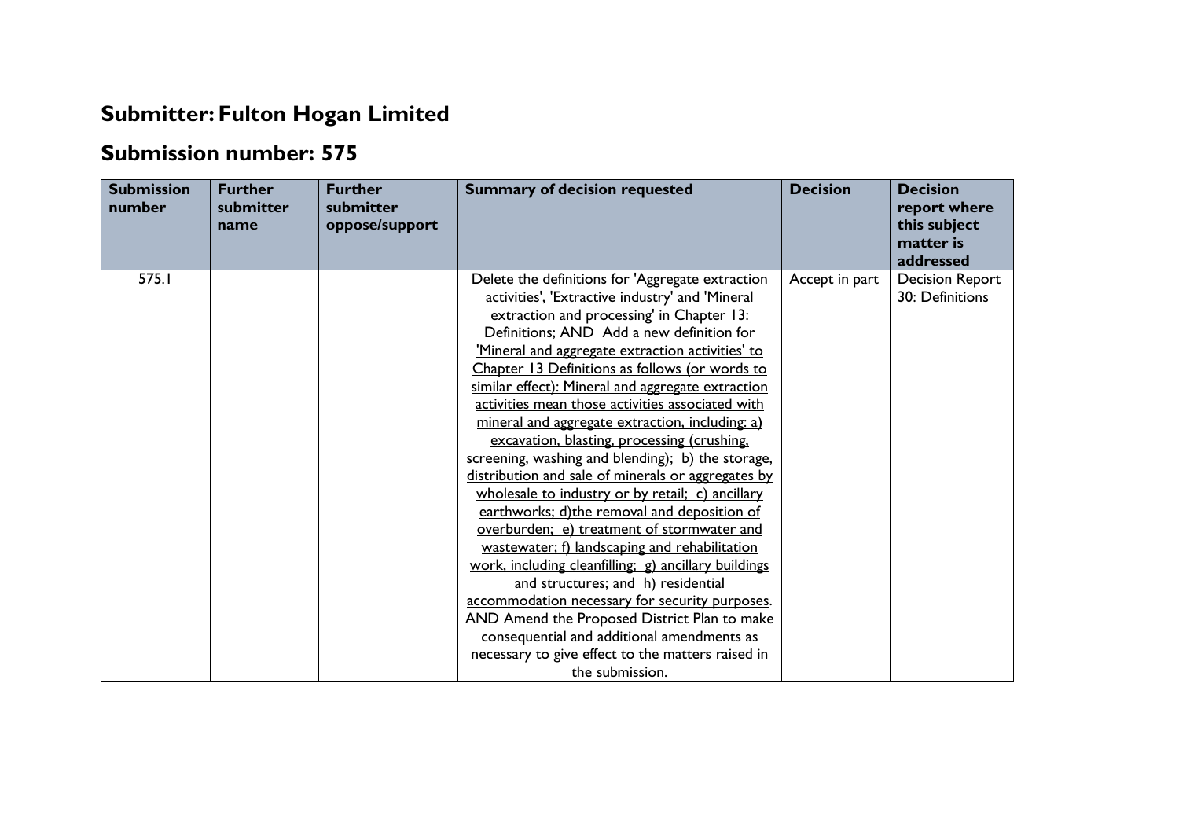## Submitter: Fulton Hogan Limited

## Submission number: 575

| Submission number | Further submitter name | Further submitter oppose/support | Summary of decision requested | Decision | Decision report where this subject matter is addressed |
|---|---|---|---|---|---|
| 575.1 | | | Delete the definitions for 'Aggregate extraction activities', 'Extractive industry' and 'Mineral extraction and processing' in Chapter 13: Definitions; AND Add a new definition for 'Mineral and aggregate extraction activities' to Chapter 13 Definitions as follows (or words to similar effect): Mineral and aggregate extraction activities mean those activities associated with mineral and aggregate extraction, including: a) excavation, blasting, processing (crushing, screening, washing and blending); b) the storage, distribution and sale of minerals or aggregates by wholesale to industry or by retail; c) ancillary earthworks; d)the removal and deposition of overburden; e) treatment of stormwater and wastewater; f) landscaping and rehabilitation work, including cleanfilling; g) ancillary buildings and structures; and h) residential accommodation necessary for security purposes. AND Amend the Proposed District Plan to make consequential and additional amendments as necessary to give effect to the matters raised in the submission. | Accept in part | Decision Report 30: Definitions |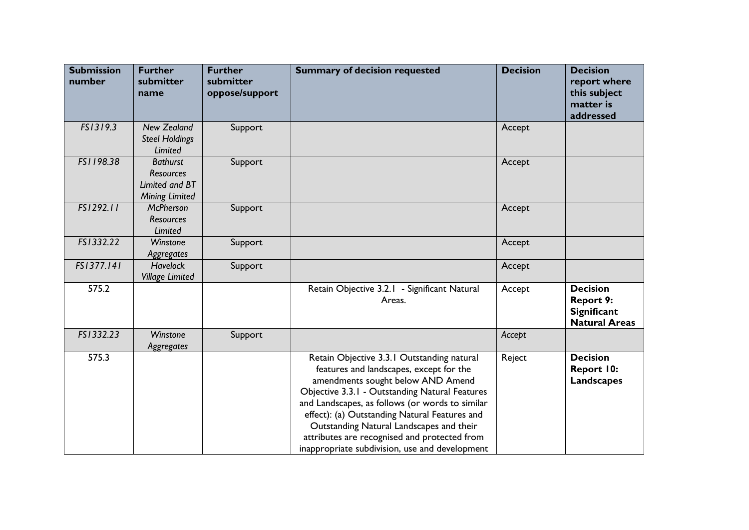| Submission number | Further submitter name | Further submitter oppose/support | Summary of decision requested | Decision | Decision report where this subject matter is addressed |
|---|---|---|---|---|---|
| *FS1319.3* | *New Zealand Steel Holdings Limited* | Support | | Accept | |
| *FS1198.38* | *Bathurst Resources Limited and BT Mining Limited* | Support | | Accept | |
| *FS1292.11* | *McPherson Resources Limited* | Support | | Accept | |
| *FS1332.22* | *Winstone Aggregates* | Support | | Accept | |
| *FS1377.141* | *Havelock Village Limited* | Support | | Accept | |
| 575.2 | | | Retain Objective 3.2.1 - Significant Natural Areas. | Accept | **Decision Report 9: Significant Natural Areas** |
| *FS1332.23* | *Winstone Aggregates* | Support | | *Accept* | |
| 575.3 | | | Retain Objective 3.3.1 Outstanding natural features and landscapes, except for the amendments sought below AND Amend Objective 3.3.1 - Outstanding Natural Features and Landscapes, as follows (or words to similar effect): (a) Outstanding Natural Features and Outstanding Natural Landscapes and their attributes are recognised and protected from inappropriate subdivision, use and development | Reject | **Decision Report 10: Landscapes** |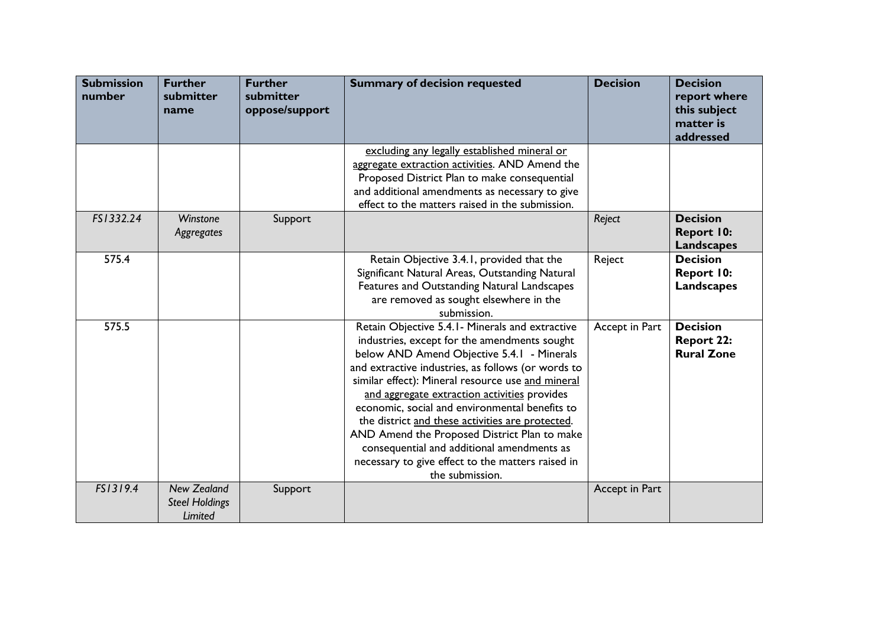| Submission number | Further submitter name | Further submitter oppose/support | Summary of decision requested | Decision | Decision report where this subject matter is addressed |
|---|---|---|---|---|---|
| | | | <u>excluding any legally established mineral or aggregate extraction activities</u>. AND Amend the Proposed District Plan to make consequential and additional amendments as necessary to give effect to the matters raised in the submission. | | |
| *FS1332.24* | *Winstone Aggregates* | Support | | *Reject* | **Decision Report 10: Landscapes** |
| 575.4 | | | Retain Objective 3.4.1, provided that the Significant Natural Areas, Outstanding Natural Features and Outstanding Natural Landscapes are removed as sought elsewhere in the submission. | Reject | **Decision Report 10: Landscapes** |
| 575.5 | | | Retain Objective 5.4.1- Minerals and extractive industries, except for the amendments sought below AND Amend Objective 5.4.1 - Minerals and extractive industries, as follows (or words to similar effect): Mineral resource use <u>and mineral and aggregate extraction activities</u> provides economic, social and environmental benefits to the district <u>and these activities are protected</u>. AND Amend the Proposed District Plan to make consequential and additional amendments as necessary to give effect to the matters raised in the submission. | Accept in Part | **Decision Report 22: Rural Zone** |
| *FS1319.4* | *New Zealand Steel Holdings Limited* | Support | | Accept in Part | |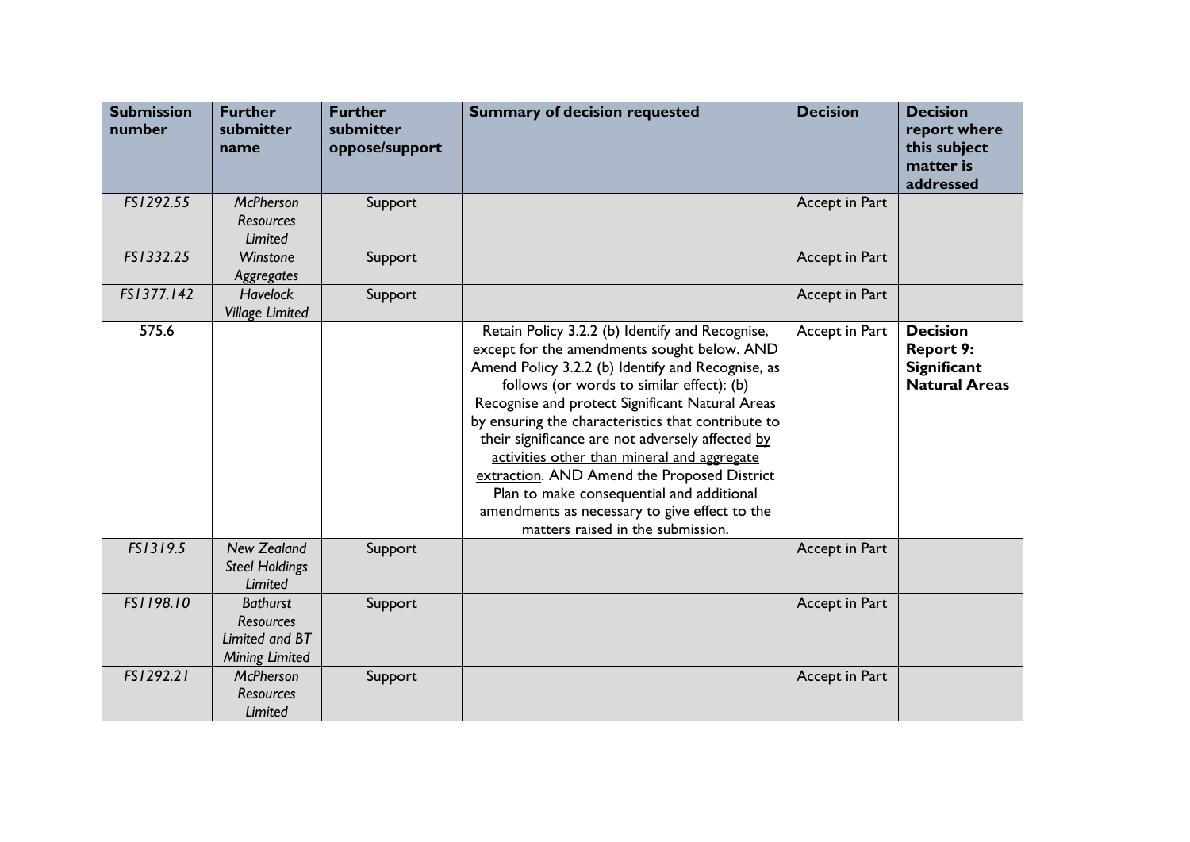| Submission number | Further submitter name | Further submitter oppose/support | Summary of decision requested | Decision | Decision report where this subject matter is addressed |
|---|---|---|---|---|---|
| *FS1292.55* | *McPherson Resources Limited* | Support | | Accept in Part | |
| *FS1332.25* | *Winstone Aggregates* | Support | | Accept in Part | |
| *FS1377.142* | *Havelock Village Limited* | Support | | Accept in Part | |
| 575.6 | | | Retain Policy 3.2.2 (b) Identify and Recognise, except for the amendments sought below. AND Amend Policy 3.2.2 (b) Identify and Recognise, as follows (or words to similar effect): (b) Recognise and protect Significant Natural Areas by ensuring the characteristics that contribute to their significance are not adversely affected <u>by activities other than mineral and aggregate extraction</u>. AND Amend the Proposed District Plan to make consequential and additional amendments as necessary to give effect to the matters raised in the submission. | Accept in Part | **Decision Report 9: Significant Natural Areas** |
| *FS1319.5* | *New Zealand Steel Holdings Limited* | Support | | Accept in Part | |
| *FS1198.10* | *Bathurst Resources Limited and BT Mining Limited* | Support | | Accept in Part | |
| *FS1292.21* | *McPherson Resources Limited* | Support | | Accept in Part | |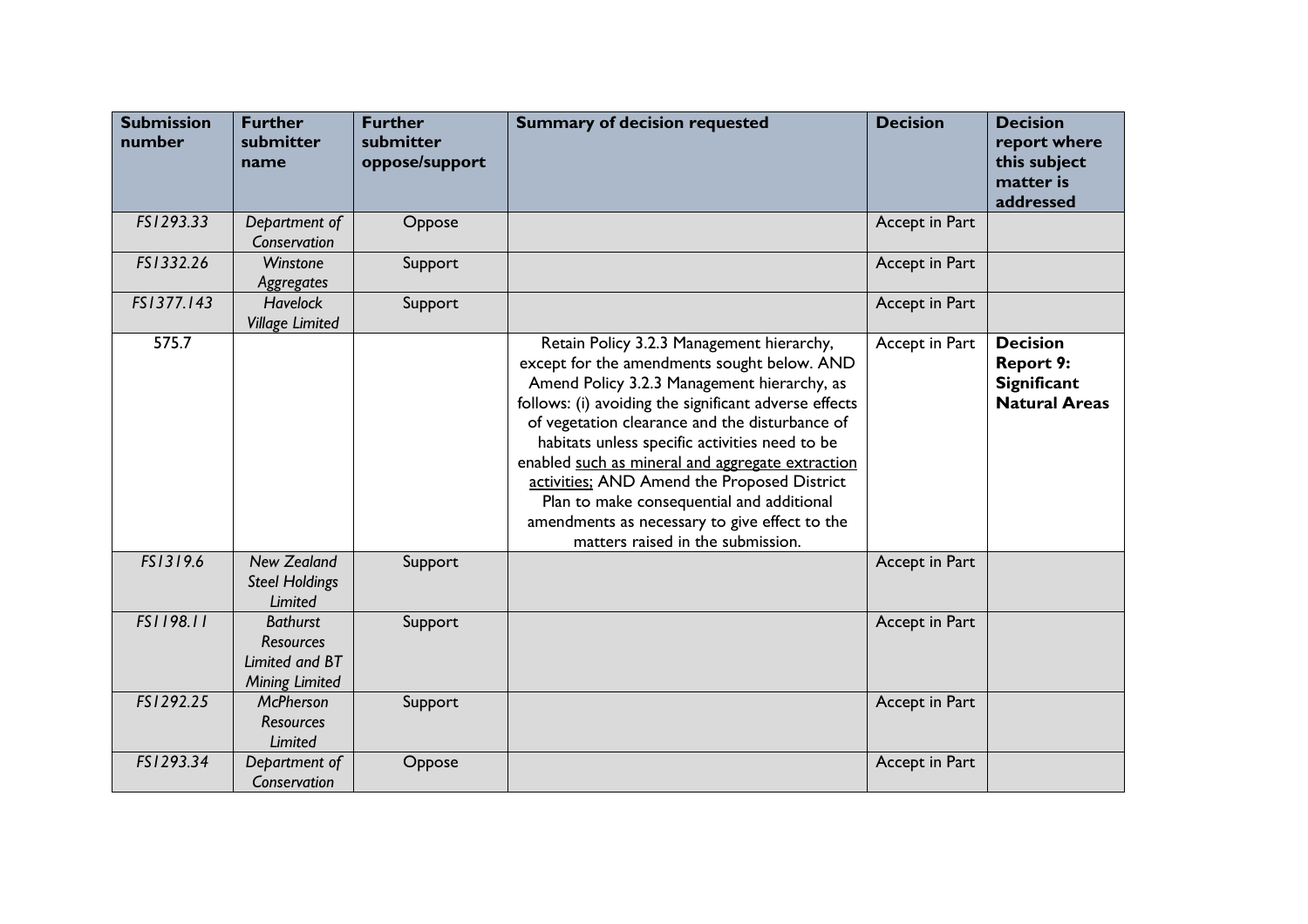| Submission number | Further submitter name | Further submitter oppose/support | Summary of decision requested | Decision | Decision report where this subject matter is addressed |
|---|---|---|---|---|---|
| *FS1293.33* | *Department of Conservation* | Oppose | | Accept in Part | |
| *FS1332.26* | *Winstone Aggregates* | Support | | Accept in Part | |
| *FS1377.143* | *Havelock Village Limited* | Support | | Accept in Part | |
| 575.7 | | | Retain Policy 3.2.3 Management hierarchy, except for the amendments sought below. AND Amend Policy 3.2.3 Management hierarchy, as follows: (i) avoiding the significant adverse effects of vegetation clearance and the disturbance of habitats unless specific activities need to be enabled <u>such as mineral and aggregate extraction activities;</u> AND Amend the Proposed District Plan to make consequential and additional amendments as necessary to give effect to the matters raised in the submission. | Accept in Part | **Decision Report 9: Significant Natural Areas** |
| *FS1319.6* | *New Zealand Steel Holdings Limited* | Support | | Accept in Part | |
| *FS1198.11* | *Bathurst Resources Limited and BT Mining Limited* | Support | | Accept in Part | |
| *FS1292.25* | *McPherson Resources Limited* | Support | | Accept in Part | |
| *FS1293.34* | *Department of Conservation* | Oppose | | Accept in Part | |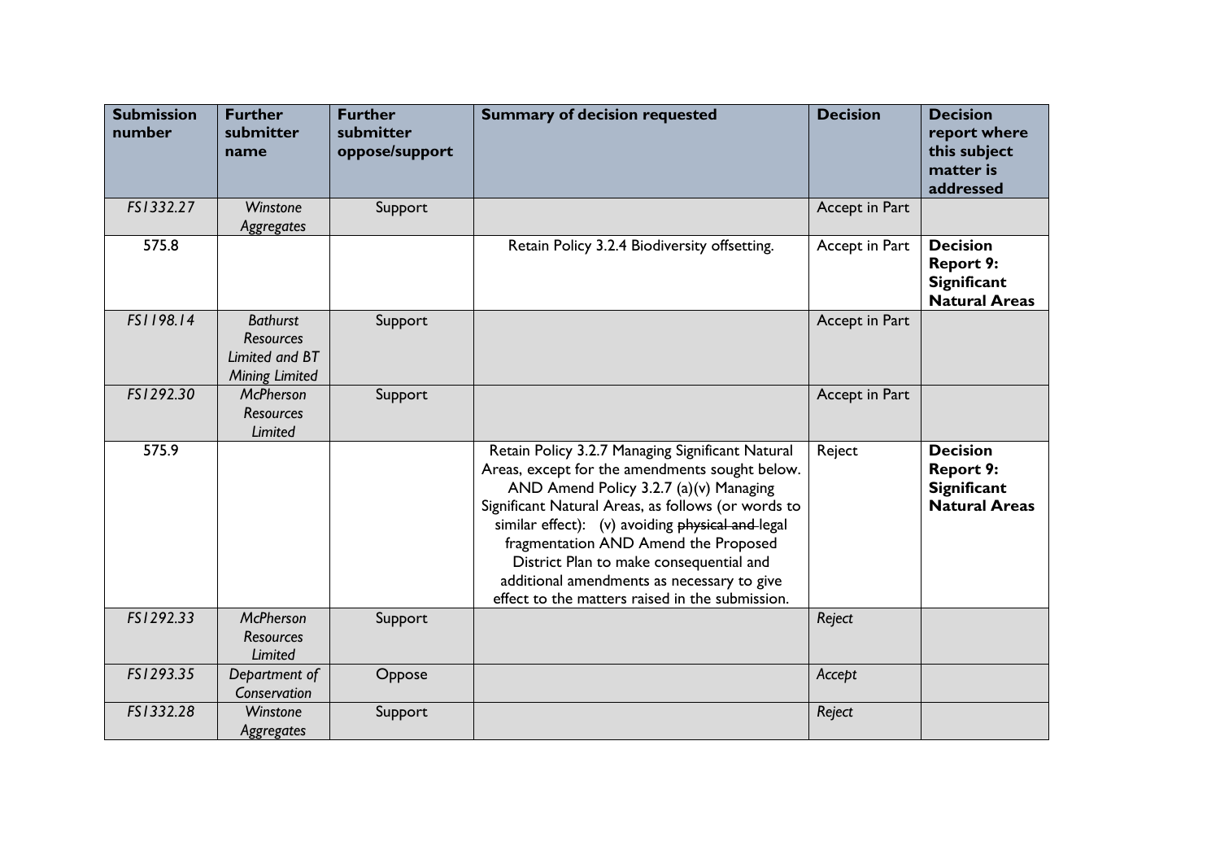| Submission number | Further submitter name | Further submitter oppose/support | Summary of decision requested | Decision | Decision report where this subject matter is addressed |
|---|---|---|---|---|---|
| FS1332.27 | *Winstone Aggregates* | Support | | Accept in Part | |
| 575.8 | | | Retain Policy 3.2.4 Biodiversity offsetting. | Accept in Part | **Decision Report 9: Significant Natural Areas** |
| FS1198.14 | *Bathurst Resources Limited and BT Mining Limited* | Support | | Accept in Part | |
| FS1292.30 | *McPherson Resources Limited* | Support | | Accept in Part | |
| 575.9 | | | Retain Policy 3.2.7 Managing Significant Natural Areas, except for the amendments sought below. AND Amend Policy 3.2.7 (a)(v) Managing Significant Natural Areas, as follows (or words to similar effect): (v) avoiding ~~physical and~~ legal fragmentation AND Amend the Proposed District Plan to make consequential and additional amendments as necessary to give effect to the matters raised in the submission. | Reject | **Decision Report 9: Significant Natural Areas** |
| FS1292.33 | *McPherson Resources Limited* | Support | | *Reject* | |
| FS1293.35 | *Department of Conservation* | Oppose | | *Accept* | |
| FS1332.28 | *Winstone Aggregates* | Support | | *Reject* | |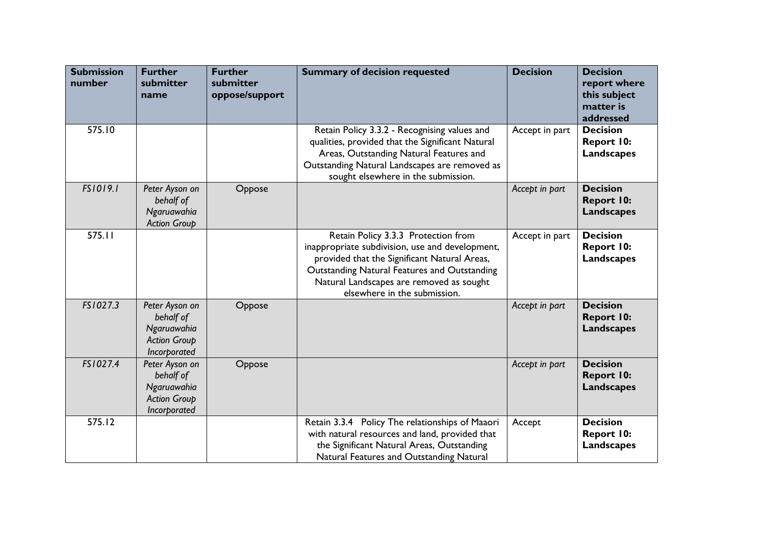| Submission number | Further submitter name | Further submitter oppose/support | Summary of decision requested | Decision | Decision report where this subject matter is addressed |
|---|---|---|---|---|---|
| 575.10 | | | Retain Policy 3.3.2 - Recognising values and qualities, provided that the Significant Natural Areas, Outstanding Natural Features and Outstanding Natural Landscapes are removed as sought elsewhere in the submission. | Accept in part | **Decision Report 10: Landscapes** |
| *FS1019.1* | *Peter Ayson on behalf of Ngaruawahia Action Group* | Oppose | | *Accept in part* | **Decision Report 10: Landscapes** |
| 575.11 | | | Retain Policy 3.3.3 Protection from inappropriate subdivision, use and development, provided that the Significant Natural Areas, Outstanding Natural Features and Outstanding Natural Landscapes are removed as sought elsewhere in the submission. | Accept in part | **Decision Report 10: Landscapes** |
| *FS1027.3* | *Peter Ayson on behalf of Ngaruawahia Action Group Incorporated* | Oppose | | *Accept in part* | **Decision Report 10: Landscapes** |
| *FS1027.4* | *Peter Ayson on behalf of Ngaruawahia Action Group Incorporated* | Oppose | | *Accept in part* | **Decision Report 10: Landscapes** |
| 575.12 | | | Retain 3.3.4 Policy The relationships of Maaori with natural resources and land, provided that the Significant Natural Areas, Outstanding Natural Features and Outstanding Natural | Accept | **Decision Report 10: Landscapes** |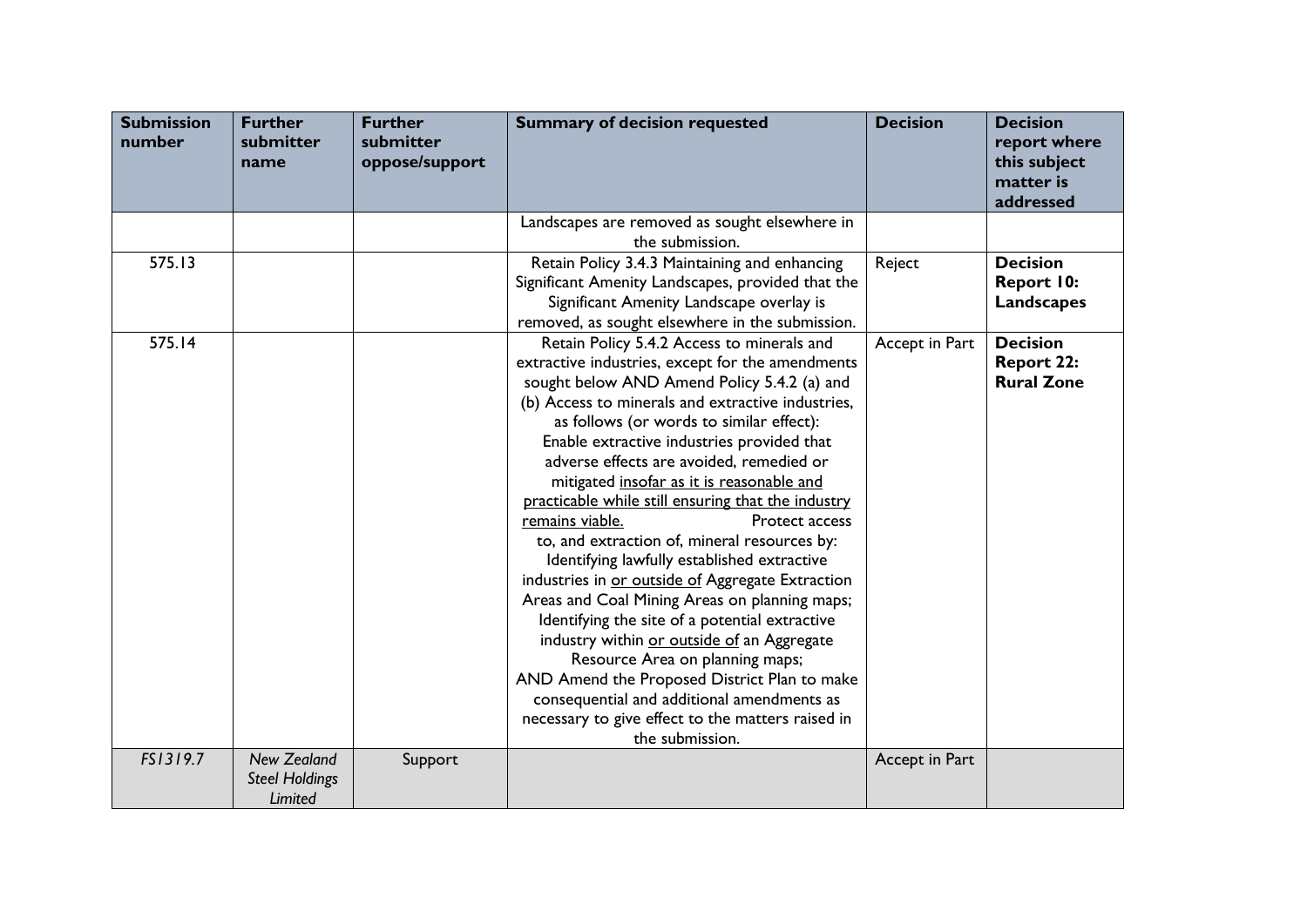| Submission number | Further submitter name | Further submitter oppose/support | Summary of decision requested | Decision | Decision report where this subject matter is addressed |
|---|---|---|---|---|---|
| | | | Landscapes are removed as sought elsewhere in the submission. | | |
| 575.13 | | | Retain Policy 3.4.3 Maintaining and enhancing Significant Amenity Landscapes, provided that the Significant Amenity Landscape overlay is removed, as sought elsewhere in the submission. | Reject | **Decision Report 10: Landscapes** |
| 575.14 | | | Retain Policy 5.4.2 Access to minerals and extractive industries, except for the amendments sought below AND Amend Policy 5.4.2 (a) and (b) Access to minerals and extractive industries, as follows (or words to similar effect): Enable extractive industries provided that adverse effects are avoided, remedied or mitigated <u>insofar as it is reasonable and practicable while still ensuring that the industry remains viable.</u> Protect access to, and extraction of, mineral resources by: Identifying lawfully established extractive industries in <u>or outside of</u> Aggregate Extraction Areas and Coal Mining Areas on planning maps; Identifying the site of a potential extractive industry within <u>or outside of</u> an Aggregate Resource Area on planning maps; AND Amend the Proposed District Plan to make consequential and additional amendments as necessary to give effect to the matters raised in the submission. | Accept in Part | **Decision Report 22: Rural Zone** |
| *FS1319.7* | *New Zealand Steel Holdings Limited* | Support | | Accept in Part | |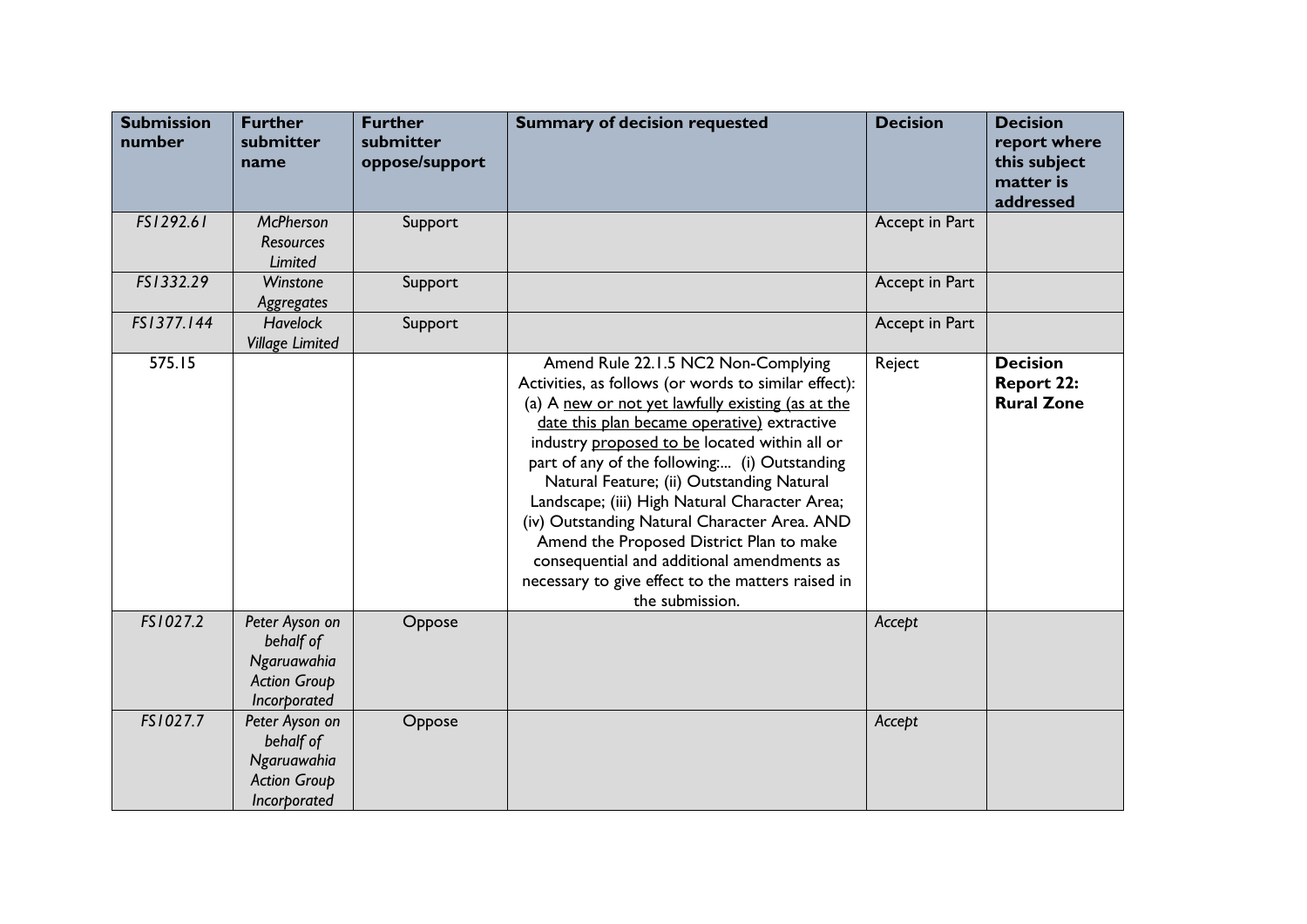| Submission number | Further submitter name | Further submitter oppose/support | Summary of decision requested | Decision | Decision report where this subject matter is addressed |
|---|---|---|---|---|---|
| FS1292.61 | *McPherson Resources Limited* | Support | | Accept in Part | |
| FS1332.29 | *Winstone Aggregates* | Support | | Accept in Part | |
| FS1377.144 | *Havelock Village Limited* | Support | | Accept in Part | |
| 575.15 | | | Amend Rule 22.1.5 NC2 Non-Complying Activities, as follows (or words to similar effect): (a) A <u>new or not yet lawfully existing (as at the date this plan became operative)</u> extractive industry <u>proposed to be</u> located within all or part of any of the following:... (i) Outstanding Natural Feature; (ii) Outstanding Natural Landscape; (iii) High Natural Character Area; (iv) Outstanding Natural Character Area. AND Amend the Proposed District Plan to make consequential and additional amendments as necessary to give effect to the matters raised in the submission. | Reject | **Decision Report 22: Rural Zone** |
| FS1027.2 | *Peter Ayson on behalf of Ngaruawahia Action Group Incorporated* | Oppose | | *Accept* | |
| FS1027.7 | *Peter Ayson on behalf of Ngaruawahia Action Group Incorporated* | Oppose | | *Accept* | |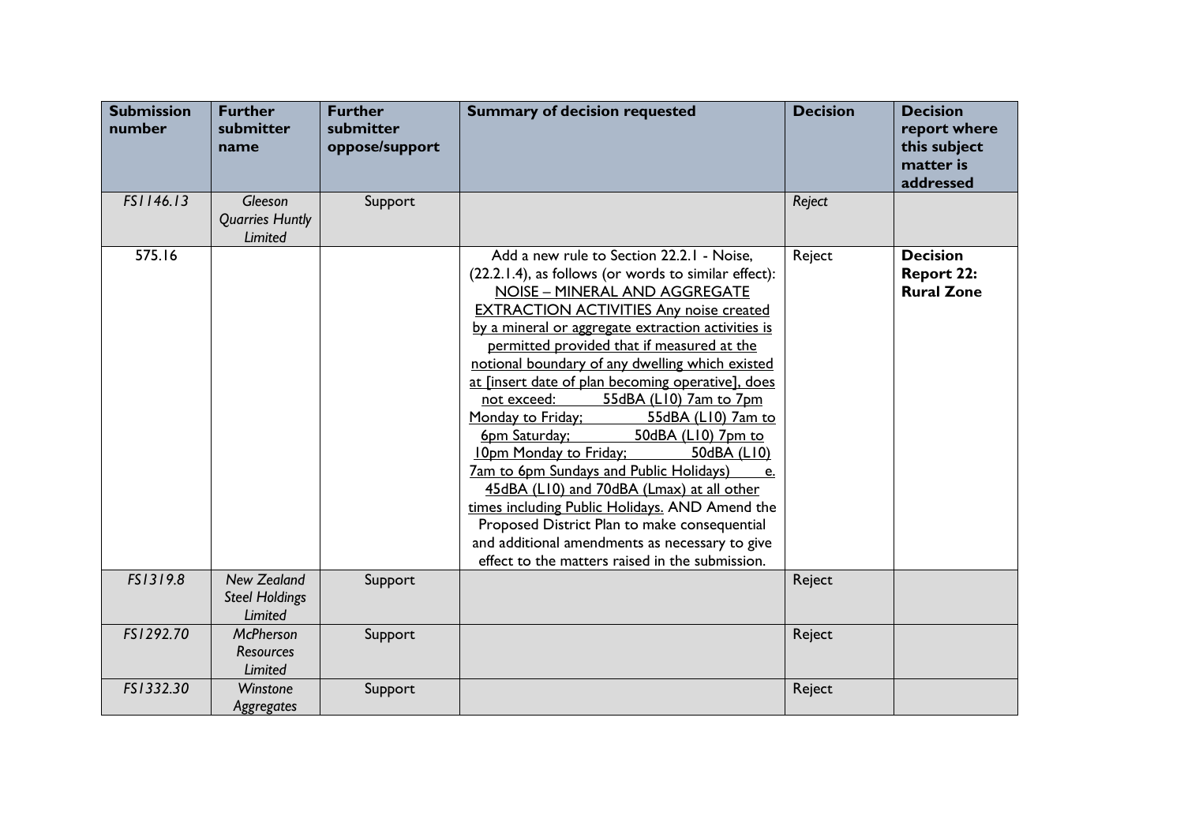| Submission number | Further submitter name | Further submitter oppose/support | Summary of decision requested | Decision | Decision report where this subject matter is addressed |
|---|---|---|---|---|---|
| *FS1146.13* | *Gleeson Quarries Huntly Limited* | Support | | *Reject* | |
| 575.16 | | | Add a new rule to Section 22.2.1 - Noise, (22.2.1.4), as follows (or words to similar effect): <u>NOISE – MINERAL AND AGGREGATE EXTRACTION ACTIVITIES Any noise created by a mineral or aggregate extraction activities is permitted provided that if measured at the notional boundary of any dwelling which existed at [insert date of plan becoming operative], does not exceed: 55dBA (L10) 7am to 7pm Monday to Friday; 55dBA (L10) 7am to 6pm Saturday; 50dBA (L10) 7pm to 10pm Monday to Friday; 50dBA (L10) 7am to 6pm Sundays and Public Holidays) e. 45dBA (L10) and 70dBA (Lmax) at all other times including Public Holidays.</u> AND Amend the Proposed District Plan to make consequential and additional amendments as necessary to give effect to the matters raised in the submission. | Reject | **Decision Report 22: Rural Zone** |
| *FS1319.8* | *New Zealand Steel Holdings Limited* | Support | | Reject | |
| *FS1292.70* | *McPherson Resources Limited* | Support | | Reject | |
| *FS1332.30* | *Winstone Aggregates* | Support | | Reject | |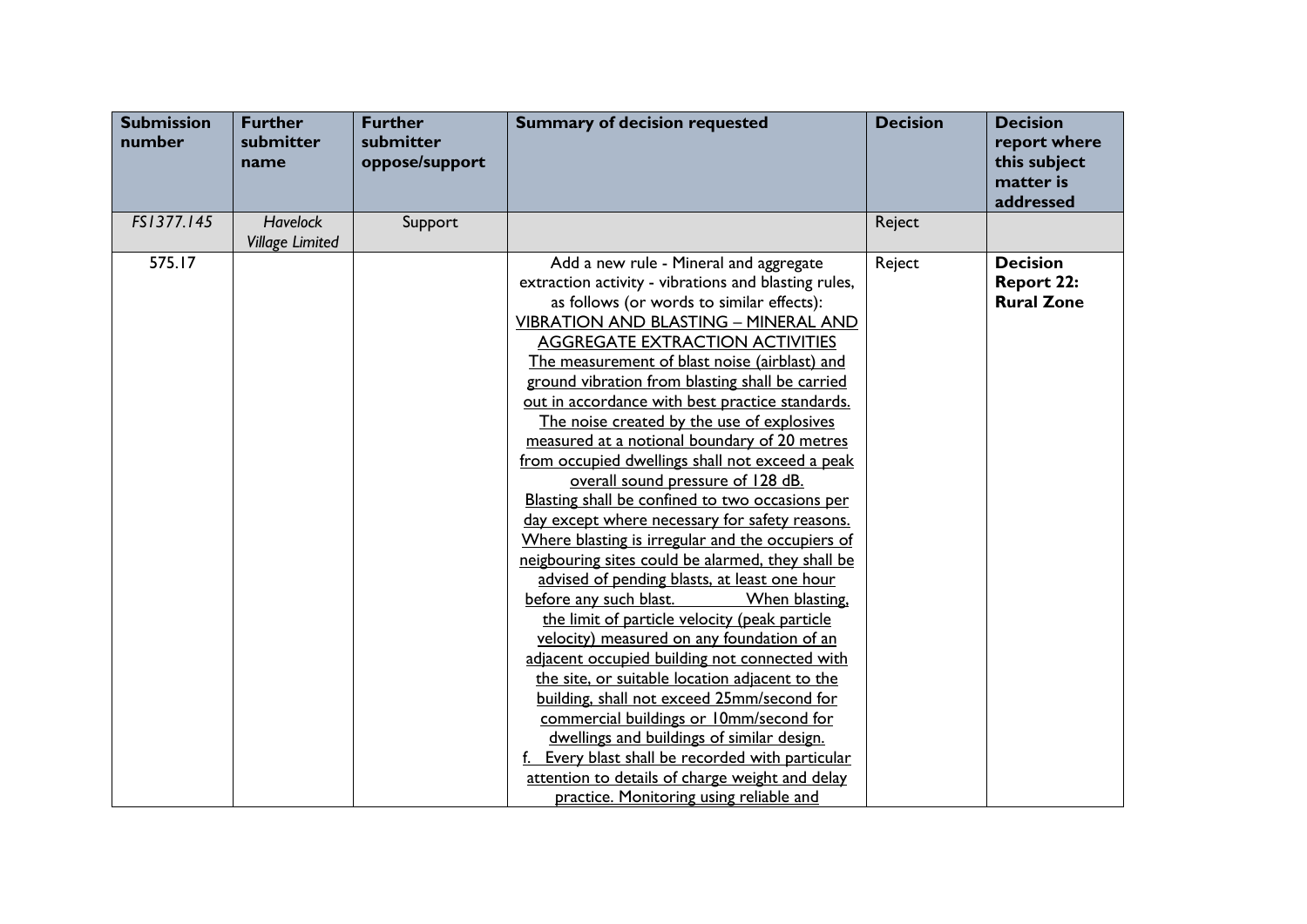| Submission number | Further submitter name | Further submitter oppose/support | Summary of decision requested | Decision | Decision report where this subject matter is addressed |
|---|---|---|---|---|---|
| *FS1377.145* | *Havelock Village Limited* | Support | | Reject | |
| 575.17 | | | Add a new rule - Mineral and aggregate extraction activity - vibrations and blasting rules, as follows (or words to similar effects): <u>VIBRATION AND BLASTING – MINERAL AND AGGREGATE EXTRACTION ACTIVITIES</u> <u>The measurement of blast noise (airblast) and ground vibration from blasting shall be carried out in accordance with best practice standards.</u> <u>The noise created by the use of explosives measured at a notional boundary of 20 metres from occupied dwellings shall not exceed a peak overall sound pressure of 128 dB.</u> <u>Blasting shall be confined to two occasions per day except where necessary for safety reasons.</u> <u>Where blasting is irregular and the occupiers of neigbouring sites could be alarmed, they shall be advised of pending blasts, at least one hour before any such blast.</u> <u>When blasting, the limit of particle velocity (peak particle velocity) measured on any foundation of an adjacent occupied building not connected with the site, or suitable location adjacent to the building, shall not exceed 25mm/second for commercial buildings or 10mm/second for dwellings and buildings of similar design.</u> <u>f. Every blast shall be recorded with particular attention to details of charge weight and delay practice. Monitoring using reliable and</u> | Reject | **Decision Report 22: Rural Zone** |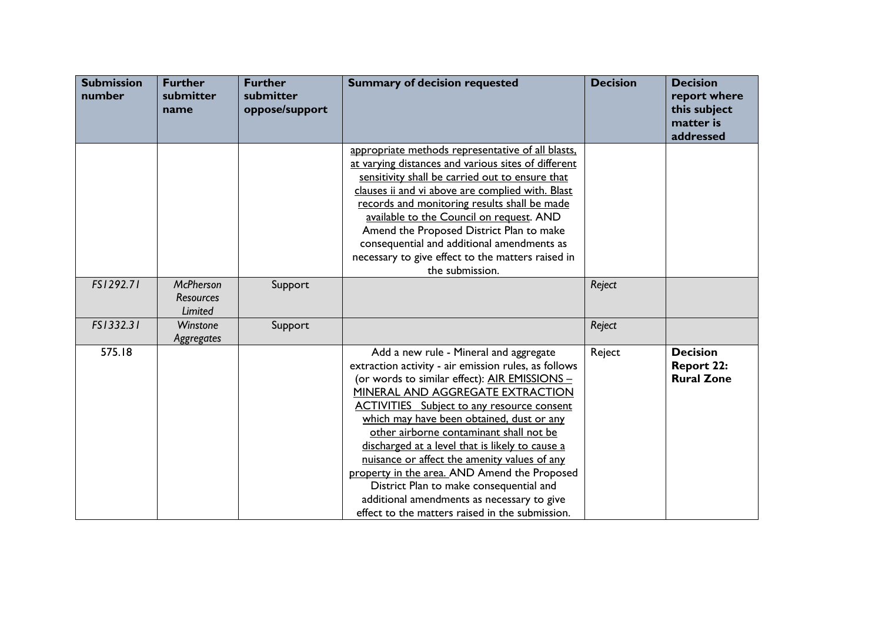| Submission number | Further submitter name | Further submitter oppose/support | Summary of decision requested | Decision | Decision report where this subject matter is addressed |
|---|---|---|---|---|---|
| | | | appropriate methods representative of all blasts, at varying distances and various sites of different sensitivity shall be carried out to ensure that clauses ii and vi above are complied with. Blast records and monitoring results shall be made available to the Council on request. AND Amend the Proposed District Plan to make consequential and additional amendments as necessary to give effect to the matters raised in the submission. | | |
| *FS1292.71* | *McPherson Resources Limited* | Support | | *Reject* | |
| *FS1332.31* | *Winstone Aggregates* | Support | | *Reject* | |
| 575.18 | | | Add a new rule - Mineral and aggregate extraction activity - air emission rules, as follows (or words to similar effect): AIR EMISSIONS – MINERAL AND AGGREGATE EXTRACTION ACTIVITIES Subject to any resource consent which may have been obtained, dust or any other airborne contaminant shall not be discharged at a level that is likely to cause a nuisance or affect the amenity values of any property in the area. AND Amend the Proposed District Plan to make consequential and additional amendments as necessary to give effect to the matters raised in the submission. | Reject | **Decision Report 22: Rural Zone** |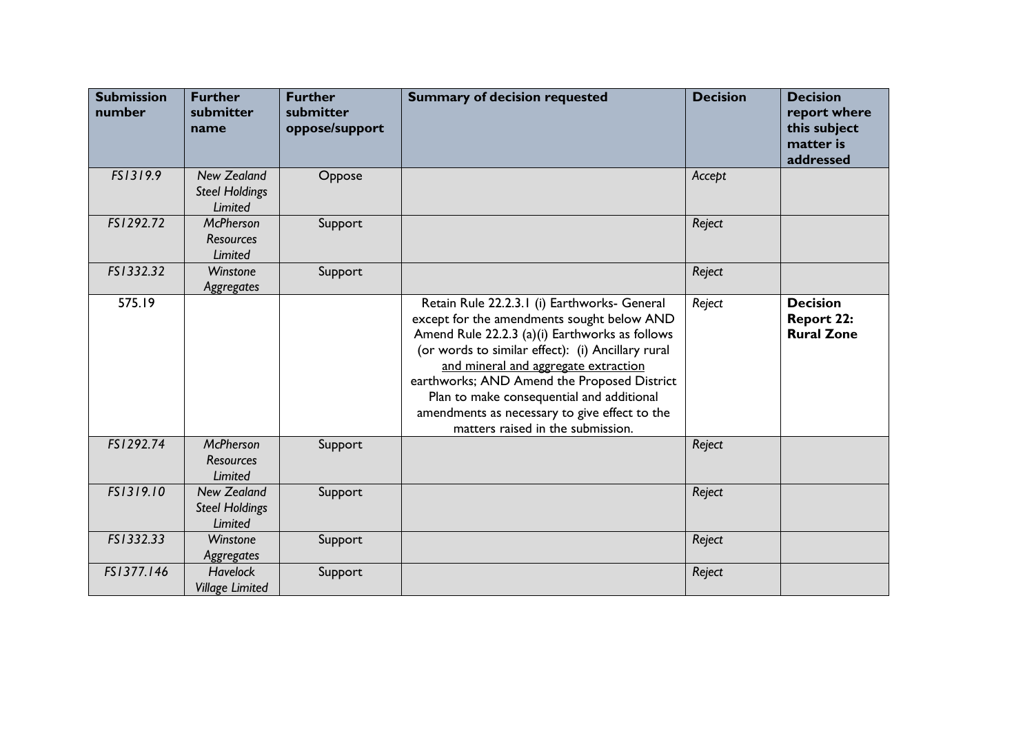| Submission number | Further submitter name | Further submitter oppose/support | Summary of decision requested | Decision | Decision report where this subject matter is addressed |
|---|---|---|---|---|---|
| *FS1319.9* | *New Zealand Steel Holdings Limited* | Oppose | | *Accept* | |
| *FS1292.72* | *McPherson Resources Limited* | Support | | *Reject* | |
| *FS1332.32* | *Winstone Aggregates* | Support | | *Reject* | |
| 575.19 | | | Retain Rule 22.2.3.1 (i) Earthworks- General except for the amendments sought below AND Amend Rule 22.2.3 (a)(i) Earthworks as follows (or words to similar effect): (i) Ancillary rural <u>and mineral and aggregate extraction</u> earthworks; AND Amend the Proposed District Plan to make consequential and additional amendments as necessary to give effect to the matters raised in the submission. | *Reject* | **Decision Report 22: Rural Zone** |
| *FS1292.74* | *McPherson Resources Limited* | Support | | *Reject* | |
| *FS1319.10* | *New Zealand Steel Holdings Limited* | Support | | *Reject* | |
| *FS1332.33* | *Winstone Aggregates* | Support | | *Reject* | |
| *FS1377.146* | *Havelock Village Limited* | Support | | *Reject* | |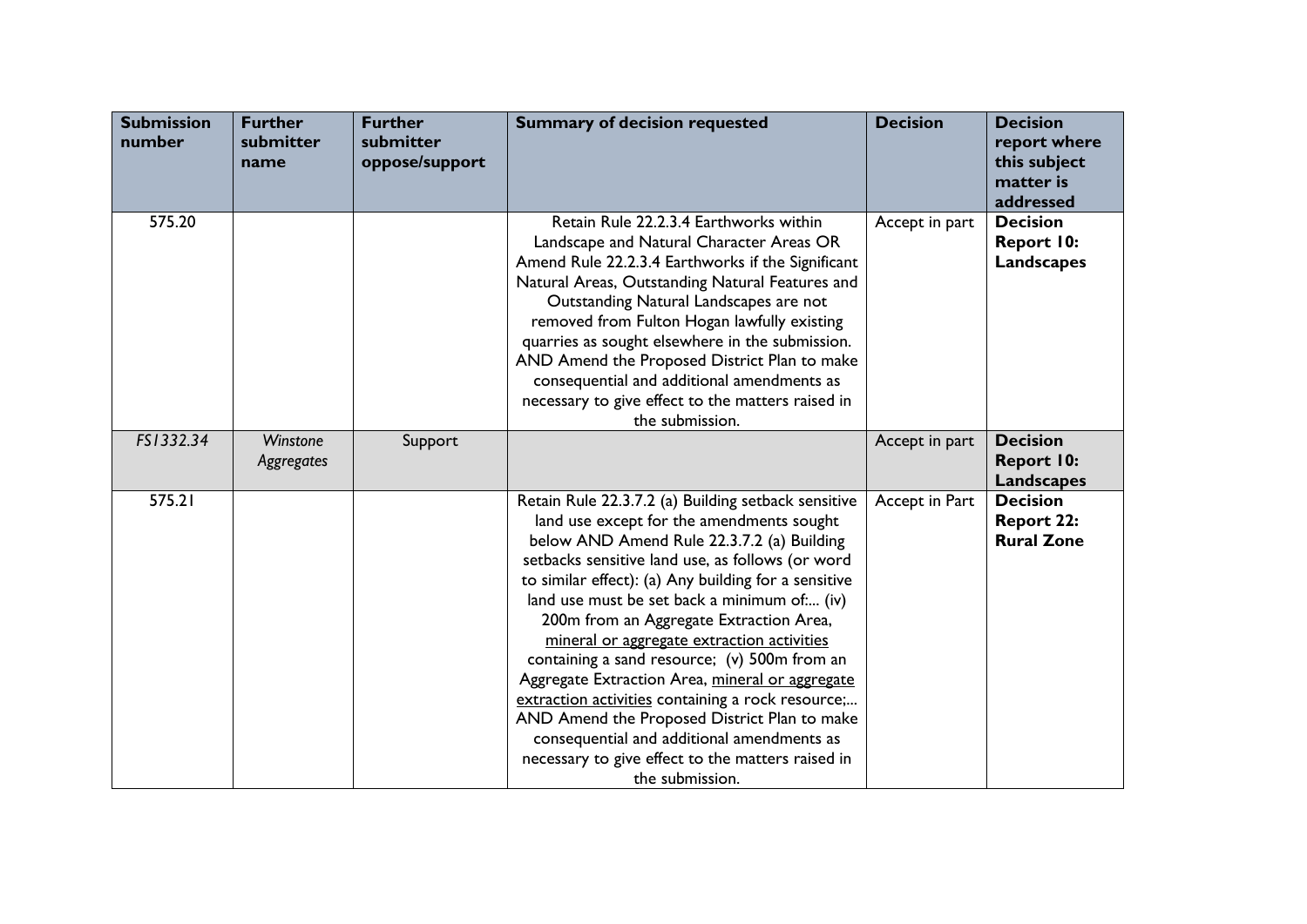| Submission number | Further submitter name | Further submitter oppose/support | Summary of decision requested | Decision | Decision report where this subject matter is addressed |
|---|---|---|---|---|---|
| 575.20 | | | Retain Rule 22.2.3.4 Earthworks within Landscape and Natural Character Areas OR Amend Rule 22.2.3.4 Earthworks if the Significant Natural Areas, Outstanding Natural Features and Outstanding Natural Landscapes are not removed from Fulton Hogan lawfully existing quarries as sought elsewhere in the submission. AND Amend the Proposed District Plan to make consequential and additional amendments as necessary to give effect to the matters raised in the submission. | Accept in part | **Decision Report 10: Landscapes** |
| *FS1332.34* | *Winstone Aggregates* | Support | | Accept in part | **Decision Report 10: Landscapes** |
| 575.21 | | | Retain Rule 22.3.7.2 (a) Building setback sensitive land use except for the amendments sought below AND Amend Rule 22.3.7.2 (a) Building setbacks sensitive land use, as follows (or word to similar effect): (a) Any building for a sensitive land use must be set back a minimum of:... (iv) 200m from an Aggregate Extraction Area, <u>mineral or aggregate extraction activities</u> containing a sand resource; (v) 500m from an Aggregate Extraction Area, <u>mineral or aggregate extraction activities</u> containing a rock resource;... AND Amend the Proposed District Plan to make consequential and additional amendments as necessary to give effect to the matters raised in the submission. | Accept in Part | **Decision Report 22: Rural Zone** |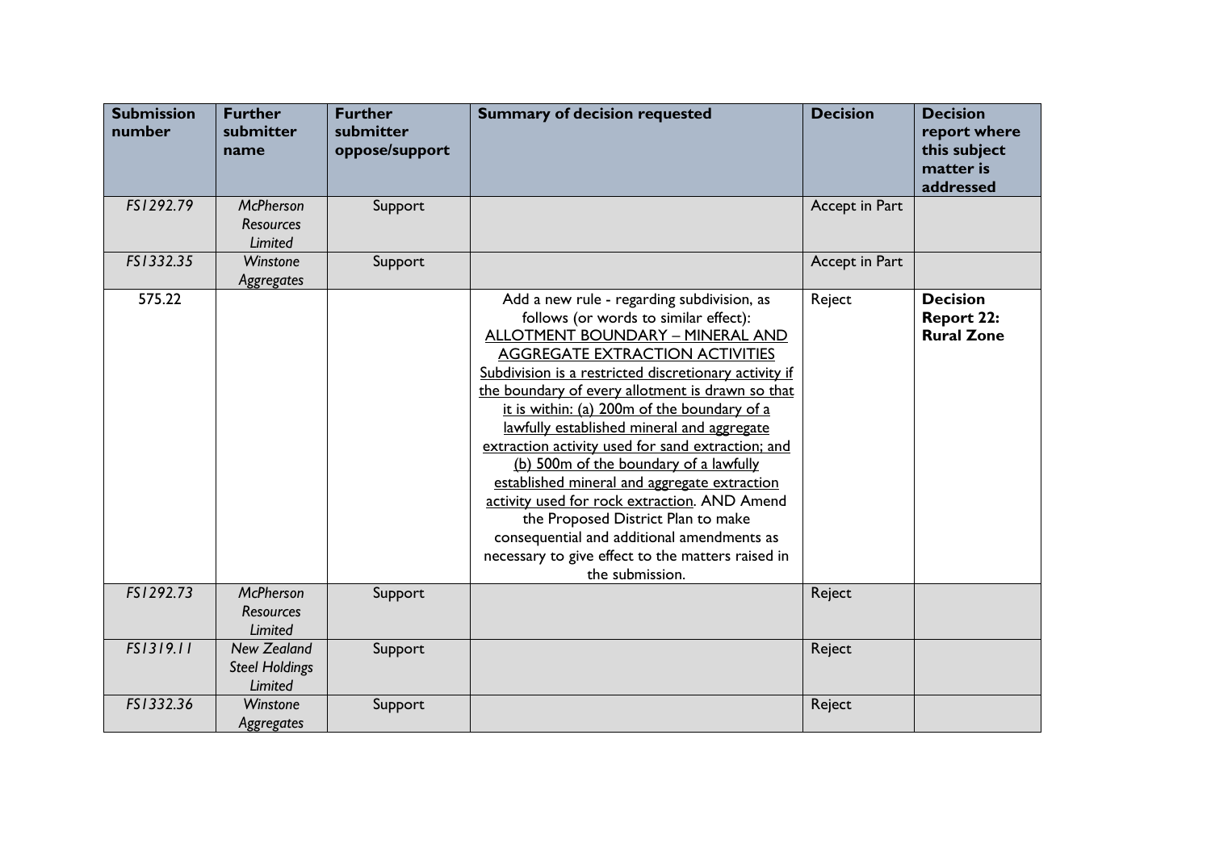| Submission number | Further submitter name | Further submitter oppose/support | Summary of decision requested | Decision | Decision report where this subject matter is addressed |
|---|---|---|---|---|---|
| *FS1292.79* | *McPherson Resources Limited* | Support | | Accept in Part | |
| *FS1332.35* | *Winstone Aggregates* | Support | | Accept in Part | |
| 575.22 | | | Add a new rule - regarding subdivision, as follows (or words to similar effect): <u>ALLOTMENT BOUNDARY – MINERAL AND AGGREGATE EXTRACTION ACTIVITIES</u> <u>Subdivision is a restricted discretionary activity if the boundary of every allotment is drawn so that it is within: (a) 200m of the boundary of a lawfully established mineral and aggregate extraction activity used for sand extraction; and (b) 500m of the boundary of a lawfully established mineral and aggregate extraction activity used for rock extraction</u>. AND Amend the Proposed District Plan to make consequential and additional amendments as necessary to give effect to the matters raised in the submission. | Reject | **Decision Report 22: Rural Zone** |
| *FS1292.73* | *McPherson Resources Limited* | Support | | Reject | |
| *FS1319.11* | *New Zealand Steel Holdings Limited* | Support | | Reject | |
| *FS1332.36* | *Winstone Aggregates* | Support | | Reject | |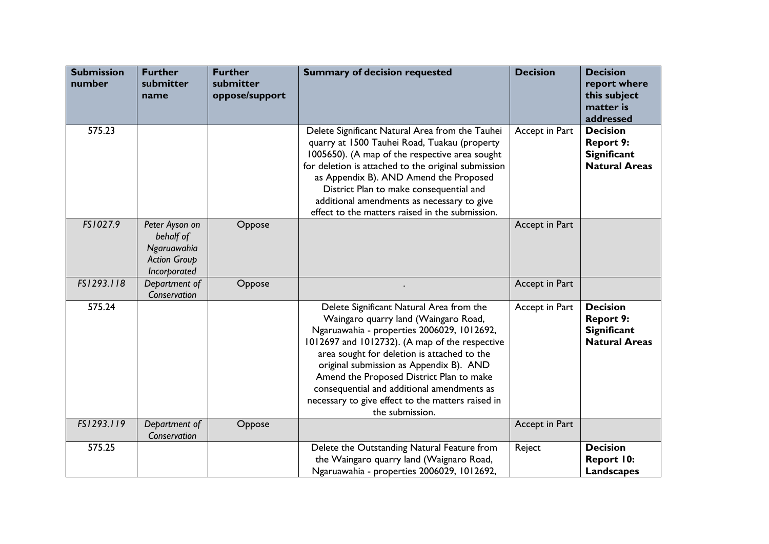| Submission number | Further submitter name | Further submitter oppose/support | Summary of decision requested | Decision | Decision report where this subject matter is addressed |
|---|---|---|---|---|---|
| 575.23 | | | Delete Significant Natural Area from the Tauhei quarry at 1500 Tauhei Road, Tuakau (property 1005650). (A map of the respective area sought for deletion is attached to the original submission as Appendix B). AND Amend the Proposed District Plan to make consequential and additional amendments as necessary to give effect to the matters raised in the submission. | Accept in Part | **Decision Report 9: Significant Natural Areas** |
| *FS1027.9* | *Peter Ayson on behalf of Ngaruawahia Action Group Incorporated* | Oppose | | Accept in Part | |
| *FS1293.118* | *Department of Conservation* | Oppose | . | Accept in Part | |
| 575.24 | | | Delete Significant Natural Area from the Waingaro quarry land (Waingaro Road, Ngaruawahia - properties 2006029, 1012692, 1012697 and 1012732). (A map of the respective area sought for deletion is attached to the original submission as Appendix B). AND Amend the Proposed District Plan to make consequential and additional amendments as necessary to give effect to the matters raised in the submission. | Accept in Part | **Decision Report 9: Significant Natural Areas** |
| *FS1293.119* | *Department of Conservation* | Oppose | | Accept in Part | |
| 575.25 | | | Delete the Outstanding Natural Feature from the Waingaro quarry land (Waignaro Road, Ngaruawahia - properties 2006029, 1012692, | Reject | **Decision Report 10: Landscapes** |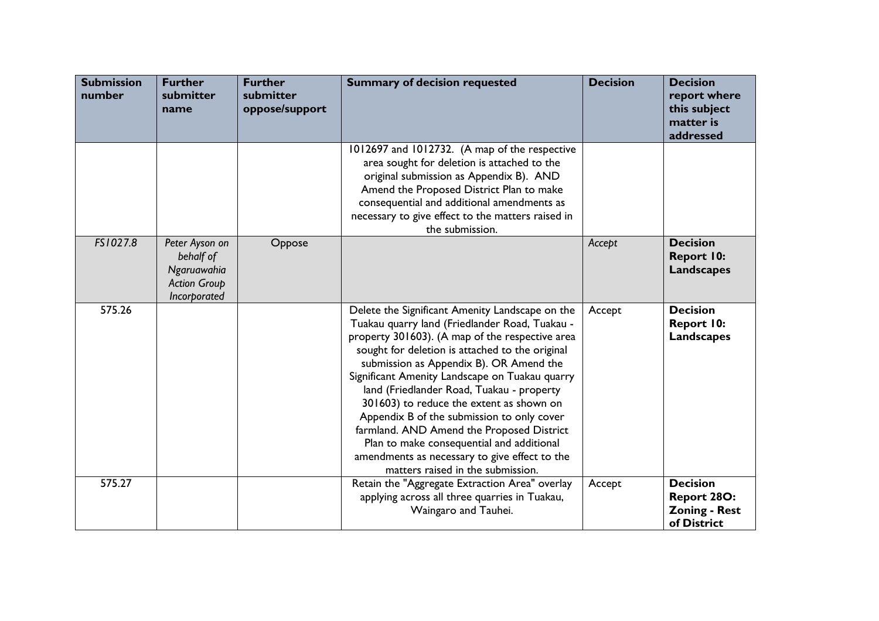| Submission number | Further submitter name | Further submitter oppose/support | Summary of decision requested | Decision | Decision report where this subject matter is addressed |
|---|---|---|---|---|---|
| | | | 1012697 and 1012732. (A map of the respective area sought for deletion is attached to the original submission as Appendix B). AND Amend the Proposed District Plan to make consequential and additional amendments as necessary to give effect to the matters raised in the submission. | | |
| *FS1027.8* | *Peter Ayson on behalf of Ngaruawahia Action Group Incorporated* | Oppose | | *Accept* | **Decision Report 10: Landscapes** |
| 575.26 | | | Delete the Significant Amenity Landscape on the Tuakau quarry land (Friedlander Road, Tuakau - property 301603). (A map of the respective area sought for deletion is attached to the original submission as Appendix B). OR Amend the Significant Amenity Landscape on Tuakau quarry land (Friedlander Road, Tuakau - property 301603) to reduce the extent as shown on Appendix B of the submission to only cover farmland. AND Amend the Proposed District Plan to make consequential and additional amendments as necessary to give effect to the matters raised in the submission. | Accept | **Decision Report 10: Landscapes** |
| 575.27 | | | Retain the "Aggregate Extraction Area" overlay applying across all three quarries in Tuakau, Waingaro and Tauhei. | Accept | **Decision Report 28O: Zoning - Rest of District** |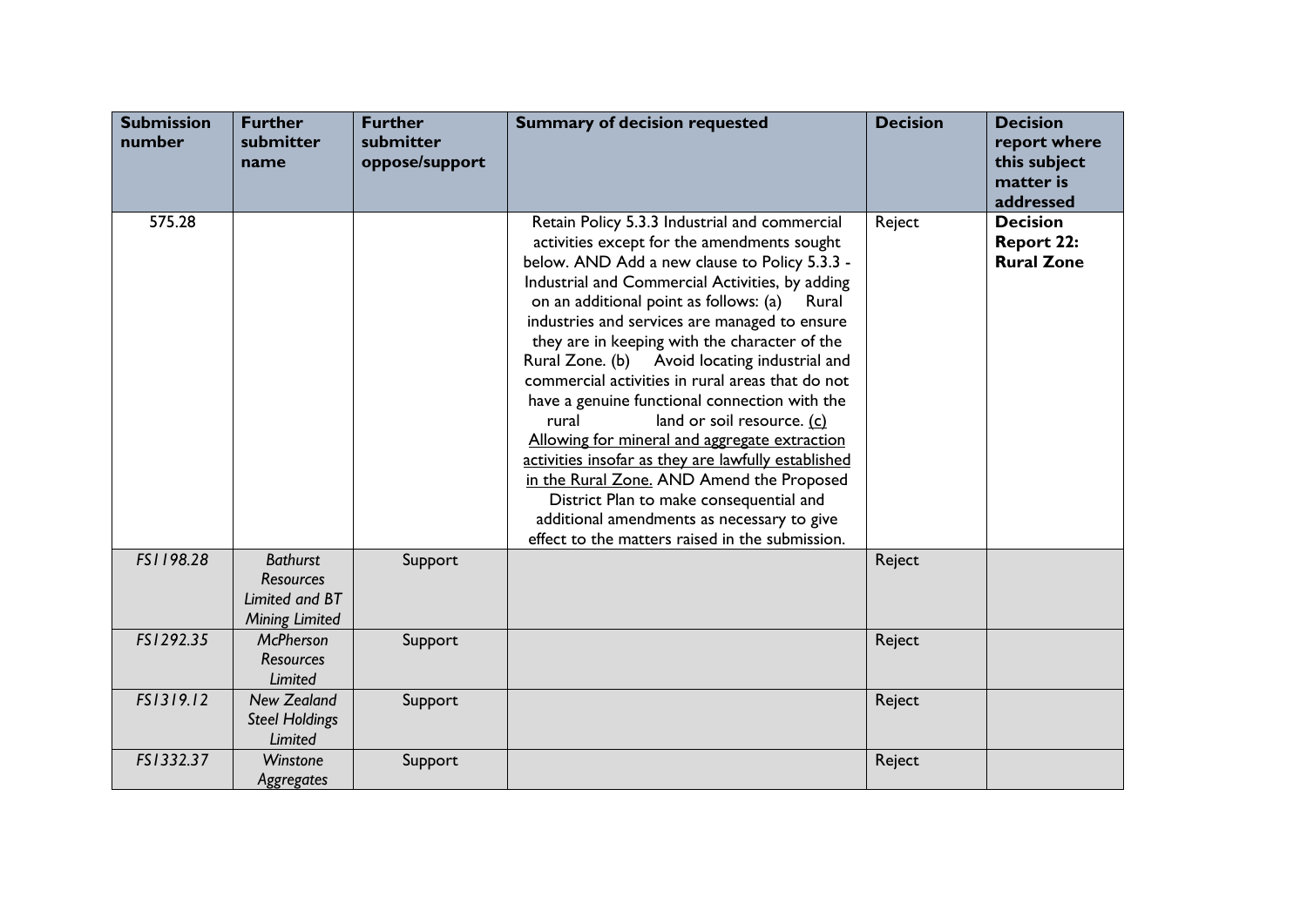| Submission number | Further submitter name | Further submitter oppose/support | Summary of decision requested | Decision | Decision report where this subject matter is addressed |
|---|---|---|---|---|---|
| 575.28 | | | Retain Policy 5.3.3 Industrial and commercial activities except for the amendments sought below. AND Add a new clause to Policy 5.3.3 - Industrial and Commercial Activities, by adding on an additional point as follows: (a) Rural industries and services are managed to ensure they are in keeping with the character of the Rural Zone. (b) Avoid locating industrial and commercial activities in rural areas that do not have a genuine functional connection with the rural land or soil resource. <u>(c) Allowing for mineral and aggregate extraction activities insofar as they are lawfully established in the Rural Zone.</u> AND Amend the Proposed District Plan to make consequential and additional amendments as necessary to give effect to the matters raised in the submission. | Reject | **Decision Report 22: Rural Zone** |
| *FS1198.28* | *Bathurst Resources Limited and BT Mining Limited* | Support | | Reject | |
| *FS1292.35* | *McPherson Resources Limited* | Support | | Reject | |
| *FS1319.12* | *New Zealand Steel Holdings Limited* | Support | | Reject | |
| *FS1332.37* | *Winstone Aggregates* | Support | | Reject | |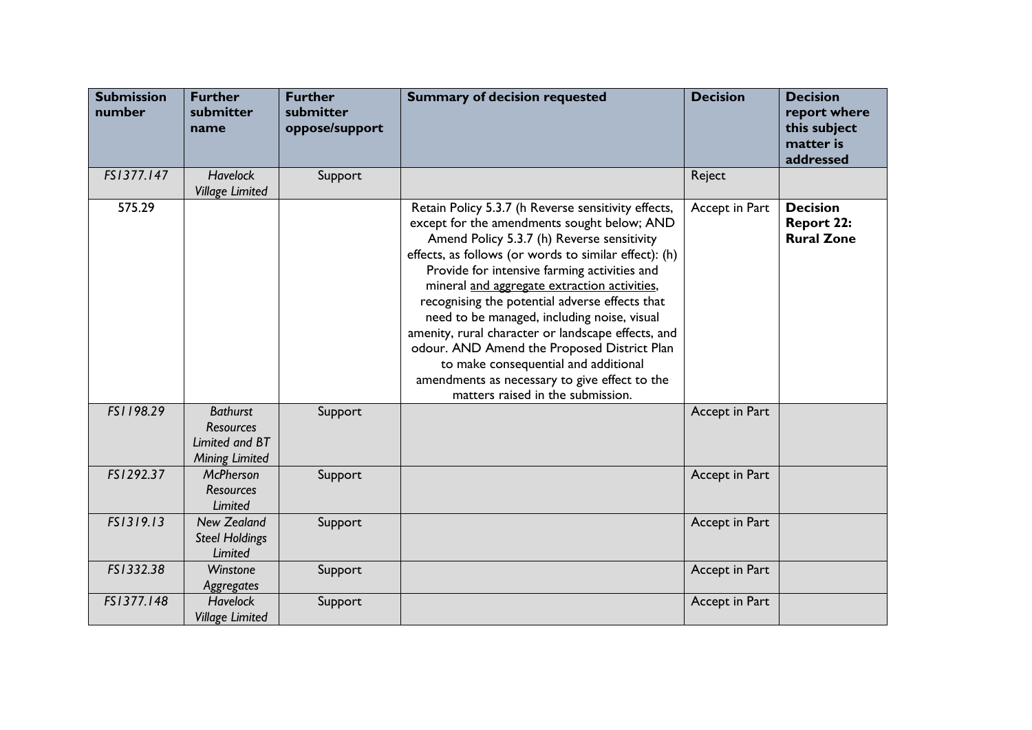| Submission number | Further submitter name | Further submitter oppose/support | Summary of decision requested | Decision | Decision report where this subject matter is addressed |
|---|---|---|---|---|---|
| FS1377.147 | *Havelock Village Limited* | Support | | Reject | |
| 575.29 | | | Retain Policy 5.3.7 (h Reverse sensitivity effects, except for the amendments sought below; AND Amend Policy 5.3.7 (h) Reverse sensitivity effects, as follows (or words to similar effect): (h) Provide for intensive farming activities and mineral and aggregate extraction activities, recognising the potential adverse effects that need to be managed, including noise, visual amenity, rural character or landscape effects, and odour. AND Amend the Proposed District Plan to make consequential and additional amendments as necessary to give effect to the matters raised in the submission. | Accept in Part | **Decision Report 22: Rural Zone** |
| FS1198.29 | *Bathurst Resources Limited and BT Mining Limited* | Support | | Accept in Part | |
| FS1292.37 | *McPherson Resources Limited* | Support | | Accept in Part | |
| FS1319.13 | *New Zealand Steel Holdings Limited* | Support | | Accept in Part | |
| FS1332.38 | *Winstone Aggregates* | Support | | Accept in Part | |
| FS1377.148 | *Havelock Village Limited* | Support | | Accept in Part | |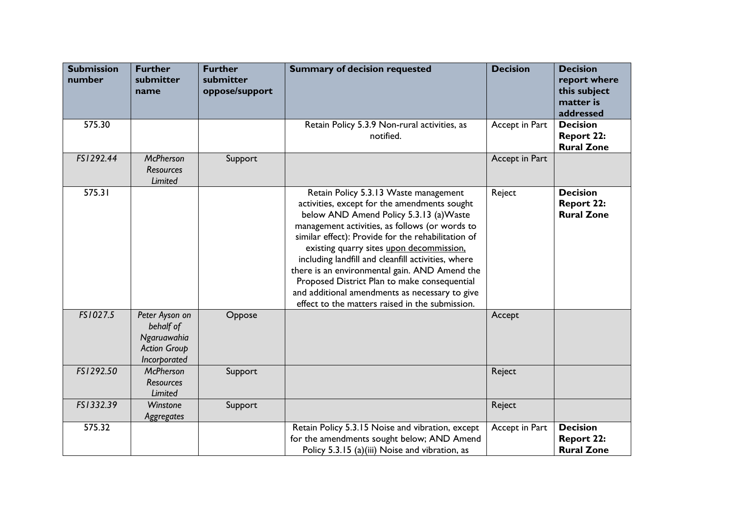| Submission number | Further submitter name | Further submitter oppose/support | Summary of decision requested | Decision | Decision report where this subject matter is addressed |
|---|---|---|---|---|---|
| 575.30 | | | Retain Policy 5.3.9 Non-rural activities, as notified. | Accept in Part | **Decision Report 22: Rural Zone** |
| *FS1292.44* | *McPherson Resources Limited* | Support | | Accept in Part | |
| 575.31 | | | Retain Policy 5.3.13 Waste management activities, except for the amendments sought below AND Amend Policy 5.3.13 (a)Waste management activities, as follows (or words to similar effect): Provide for the rehabilitation of existing quarry sites <u>upon decommission,</u> including landfill and cleanfill activities, where there is an environmental gain. AND Amend the Proposed District Plan to make consequential and additional amendments as necessary to give effect to the matters raised in the submission. | Reject | **Decision Report 22: Rural Zone** |
| *FS1027.5* | *Peter Ayson on behalf of Ngaruawahia Action Group Incorporated* | Oppose | | Accept | |
| *FS1292.50* | *McPherson Resources Limited* | Support | | Reject | |
| *FS1332.39* | *Winstone Aggregates* | Support | | Reject | |
| 575.32 | | | Retain Policy 5.3.15 Noise and vibration, except for the amendments sought below; AND Amend Policy 5.3.15 (a)(iii) Noise and vibration, as | Accept in Part | **Decision Report 22: Rural Zone** |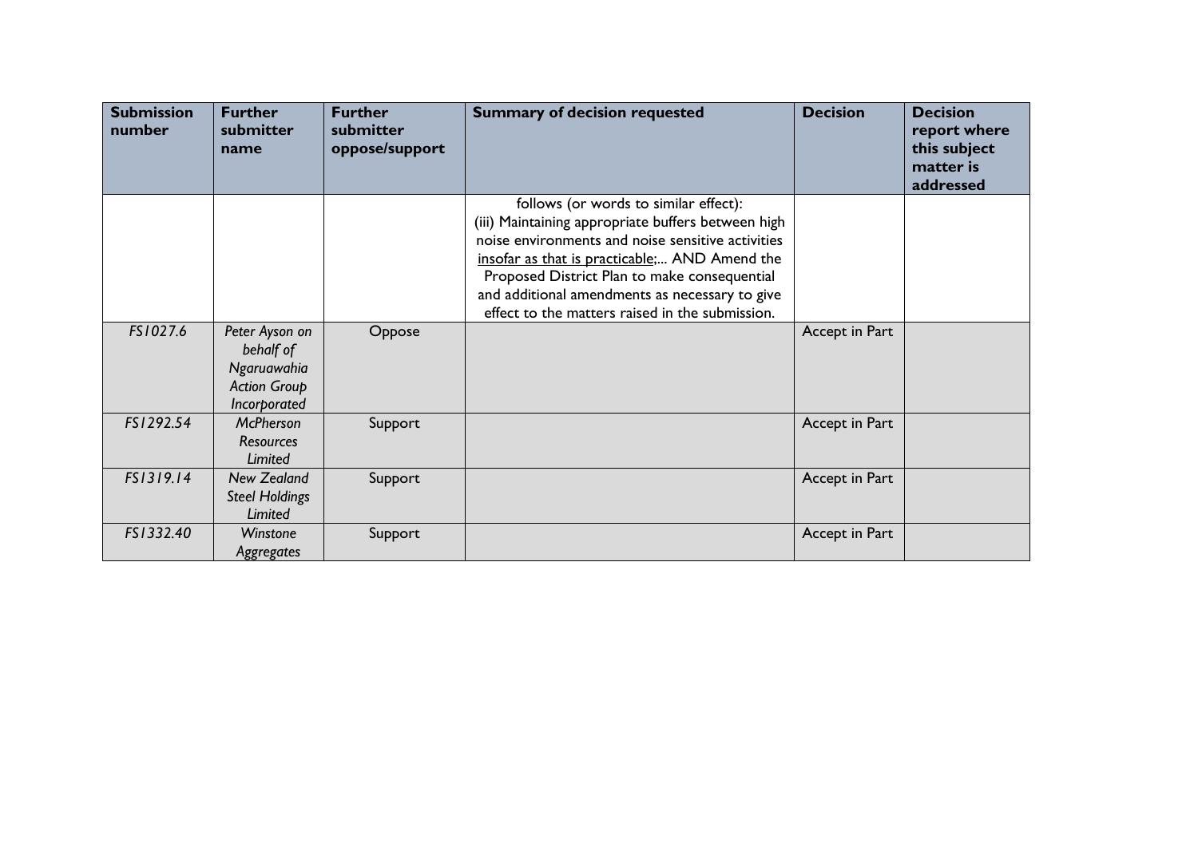| Submission number | Further submitter name | Further submitter oppose/support | Summary of decision requested | Decision | Decision report where this subject matter is addressed |
|---|---|---|---|---|---|
| | | | follows (or words to similar effect): (iii) Maintaining appropriate buffers between high noise environments and noise sensitive activities <u>insofar as that is practicable</u>;... AND Amend the Proposed District Plan to make consequential and additional amendments as necessary to give effect to the matters raised in the submission. | | |
| *FS1027.6* | *Peter Ayson on behalf of Ngaruawahia Action Group Incorporated* | Oppose | | Accept in Part | |
| *FS1292.54* | *McPherson Resources Limited* | Support | | Accept in Part | |
| *FS1319.14* | *New Zealand Steel Holdings Limited* | Support | | Accept in Part | |
| *FS1332.40* | *Winstone Aggregates* | Support | | Accept in Part | |